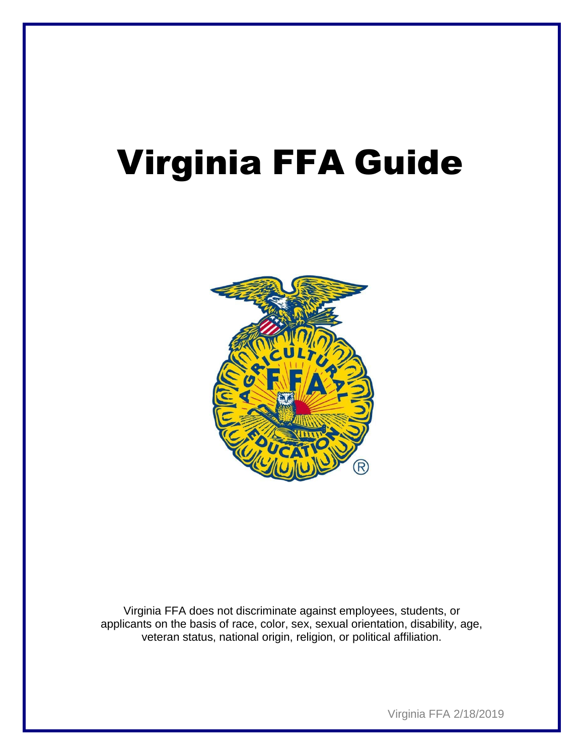# Virginia FFA Guide

Virginia FFA does not discriminate against employees, students, or applicants on the basis of race, color, sex, sexual orientation, disability, age, veteran status, national origin, religion, or political affiliation.

Virginia FFA 2/18/2019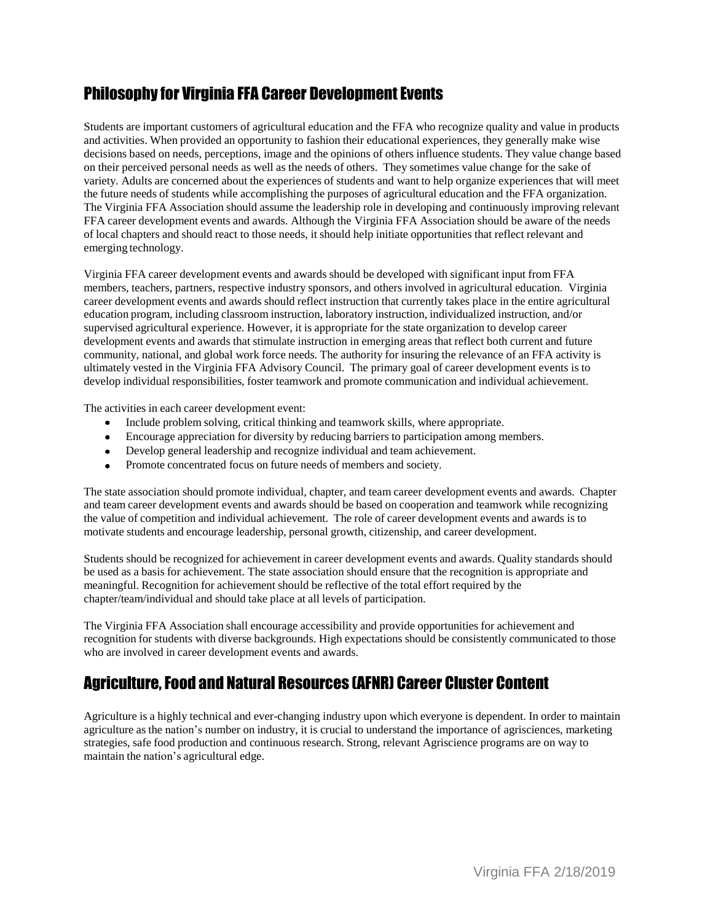## Philosophy for Virginia FFA Career Development Events

Students are important customers of agricultural education and the FFA who recognize quality and value in products and activities. When provided an opportunity to fashion their educational experiences, they generally make wise decisions based on needs, perceptions, image and the opinions of others influence students. They value change based on their perceived personal needs as well as the needs of others. They sometimes value change for the sake of variety. Adults are concerned about the experiences of students and want to help organize experiences that will meet the future needs of students while accomplishing the purposes of agricultural education and the FFA organization. The Virginia FFA Association should assume the leadership role in developing and continuously improving relevant FFA career development events and awards. Although the Virginia FFA Association should be aware of the needs of local chapters and should react to those needs, it should help initiate opportunities that reflect relevant and emerging technology.

Virginia FFA career development events and awards should be developed with significant input from FFA members, teachers, partners, respective industry sponsors, and others involved in agricultural education. Virginia career development events and awards should reflect instruction that currently takes place in the entire agricultural education program, including classroom instruction, laboratory instruction, individualized instruction, and/or supervised agricultural experience. However, it is appropriate for the state organization to develop career development events and awards that stimulate instruction in emerging areas that reflect both current and future community, national, and global work force needs. The authority for insuring the relevance of an FFA activity is ultimately vested in the Virginia FFA Advisory Council. The primary goal of career development events is to develop individual responsibilities, foster teamwork and promote communication and individual achievement.

The activities in each career development event:

- Include problem solving, critical thinking and teamwork skills, where appropriate.
- Encourage appreciation for diversity by reducing barriers to participation among members.
- Develop general leadership and recognize individual and team achievement.
- Promote concentrated focus on future needs of members and society.

The state association should promote individual, chapter, and team career development events and awards. Chapter and team career development events and awards should be based on cooperation and teamwork while recognizing the value of competition and individual achievement. The role of career development events and awards is to motivate students and encourage leadership, personal growth, citizenship, and career development.

Students should be recognized for achievement in career development events and awards. Quality standards should be used as a basis for achievement. The state association should ensure that the recognition is appropriate and meaningful. Recognition for achievement should be reflective of the total effort required by the chapter/team/individual and should take place at all levels of participation.

The Virginia FFA Association shall encourage accessibility and provide opportunities for achievement and recognition for students with diverse backgrounds. High expectations should be consistently communicated to those who are involved in career development events and awards.

## Agriculture, Food and Natural Resources (AFNR) Career Cluster Content

Agriculture is a highly technical and ever-changing industry upon which everyone is dependent. In order to maintain agriculture as the nation's number on industry, it is crucial to understand the importance of agrisciences, marketing strategies, safe food production and continuous research. Strong, relevant Agriscience programs are on way to maintain the nation's agricultural edge.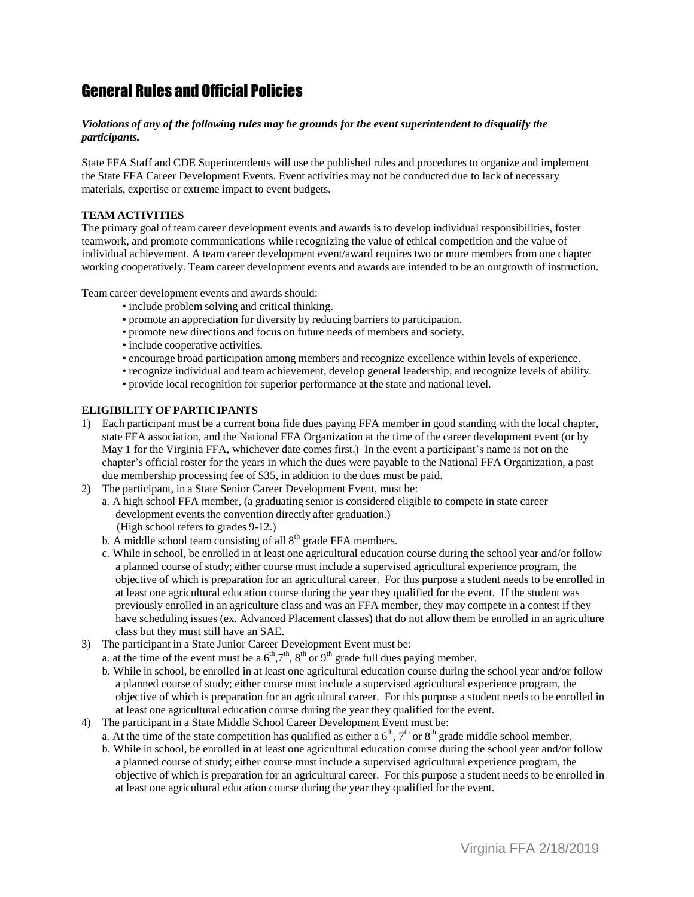# General Rules and Official Policies

***Violations of any of the following rules may be grounds for the event superintendent to disqualify the participants.***

State FFA Staff and CDE Superintendents will use the published rules and procedures to organize and implement the State FFA Career Development Events. Event activities may not be conducted due to lack of necessary materials, expertise or extreme impact to event budgets.

**TEAM ACTIVITIES**

The primary goal of team career development events and awards is to develop individual responsibilities, foster teamwork, and promote communications while recognizing the value of ethical competition and the value of individual achievement. A team career development event/award requires two or more members from one chapter working cooperatively. Team career development events and awards are intended to be an outgrowth of instruction.

Team career development events and awards should:

- include problem solving and critical thinking.
- promote an appreciation for diversity by reducing barriers to participation.
- promote new directions and focus on future needs of members and society.
- include cooperative activities.
- encourage broad participation among members and recognize excellence within levels of experience.
- recognize individual and team achievement, develop general leadership, and recognize levels of ability.
- provide local recognition for superior performance at the state and national level.

**ELIGIBILITY OF PARTICIPANTS**

1) Each participant must be a current bona fide dues paying FFA member in good standing with the local chapter, state FFA association, and the National FFA Organization at the time of the career development event (or by May 1 for the Virginia FFA, whichever date comes first.) In the event a participant's name is not on the chapter's official roster for the years in which the dues were payable to the National FFA Organization, a past due membership processing fee of $35, in addition to the dues must be paid.
2) The participant, in a State Senior Career Development Event, must be:
   a. A high school FFA member, (a graduating senior is considered eligible to compete in state career development events the convention directly after graduation.) (High school refers to grades 9-12.)
   b. A middle school team consisting of all 8th grade FFA members.
   c. While in school, be enrolled in at least one agricultural education course during the school year and/or follow a planned course of study; either course must include a supervised agricultural experience program, the objective of which is preparation for an agricultural career. For this purpose a student needs to be enrolled in at least one agricultural education course during the year they qualified for the event. If the student was previously enrolled in an agriculture class and was an FFA member, they may compete in a contest if they have scheduling issues (ex. Advanced Placement classes) that do not allow them be enrolled in an agriculture class but they must still have an SAE.
3) The participant in a State Junior Career Development Event must be:
   a. at the time of the event must be a 6th, 7th, 8th or 9th grade full dues paying member.
   b. While in school, be enrolled in at least one agricultural education course during the school year and/or follow a planned course of study; either course must include a supervised agricultural experience program, the objective of which is preparation for an agricultural career. For this purpose a student needs to be enrolled in at least one agricultural education course during the year they qualified for the event.
4) The participant in a State Middle School Career Development Event must be:
   a. At the time of the state competition has qualified as either a 6th, 7th or 8th grade middle school member.
   b. While in school, be enrolled in at least one agricultural education course during the school year and/or follow a planned course of study; either course must include a supervised agricultural experience program, the objective of which is preparation for an agricultural career. For this purpose a student needs to be enrolled in at least one agricultural education course during the year they qualified for the event.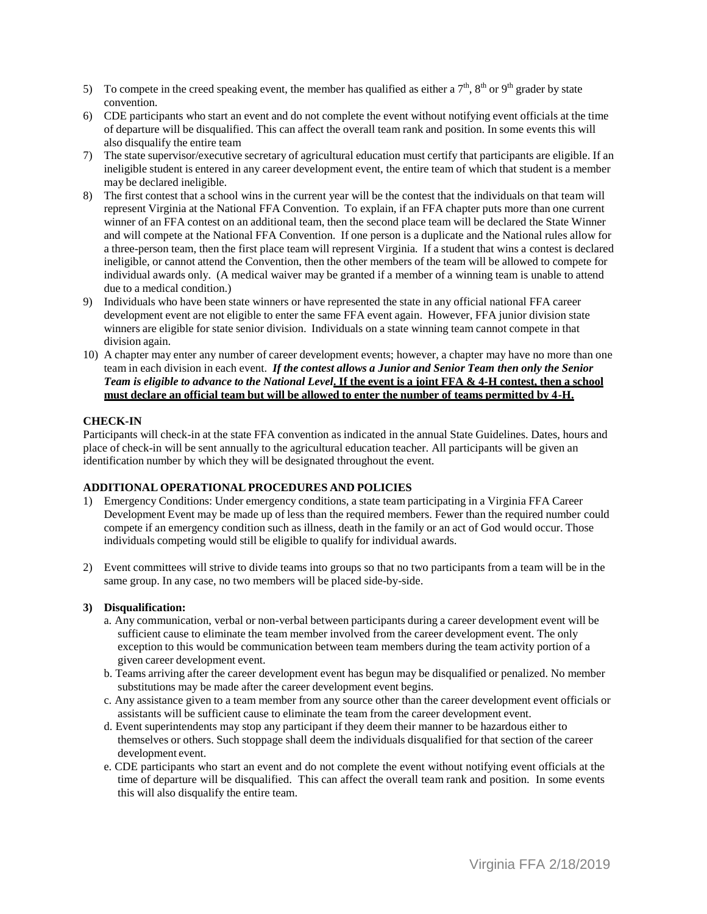5) To compete in the creed speaking event, the member has qualified as either a 7th, 8th or 9th grader by state convention.
6) CDE participants who start an event and do not complete the event without notifying event officials at the time of departure will be disqualified. This can affect the overall team rank and position. In some events this will also disqualify the entire team
7) The state supervisor/executive secretary of agricultural education must certify that participants are eligible. If an ineligible student is entered in any career development event, the entire team of which that student is a member may be declared ineligible.
8) The first contest that a school wins in the current year will be the contest that the individuals on that team will represent Virginia at the National FFA Convention. To explain, if an FFA chapter puts more than one current winner of an FFA contest on an additional team, then the second place team will be declared the State Winner and will compete at the National FFA Convention. If one person is a duplicate and the National rules allow for a three-person team, then the first place team will represent Virginia. If a student that wins a contest is declared ineligible, or cannot attend the Convention, then the other members of the team will be allowed to compete for individual awards only. (A medical waiver may be granted if a member of a winning team is unable to attend due to a medical condition.)
9) Individuals who have been state winners or have represented the state in any official national FFA career development event are not eligible to enter the same FFA event again. However, FFA junior division state winners are eligible for state senior division. Individuals on a state winning team cannot compete in that division again.
10) A chapter may enter any number of career development events; however, a chapter may have no more than one team in each division in each event. ***If the contest allows a Junior and Senior Team then only the Senior Team is eligible to advance to the National Level*. If the event is a joint FFA & 4-H contest, then a school must declare an official team but will be allowed to enter the number of teams permitted by 4-H.**

**CHECK-IN**

Participants will check-in at the state FFA convention as indicated in the annual State Guidelines. Dates, hours and place of check-in will be sent annually to the agricultural education teacher. All participants will be given an identification number by which they will be designated throughout the event.

**ADDITIONAL OPERATIONAL PROCEDURES AND POLICIES**

1) Emergency Conditions: Under emergency conditions, a state team participating in a Virginia FFA Career Development Event may be made up of less than the required members. Fewer than the required number could compete if an emergency condition such as illness, death in the family or an act of God would occur. Those individuals competing would still be eligible to qualify for individual awards.

2) Event committees will strive to divide teams into groups so that no two participants from a team will be in the same group. In any case, no two members will be placed side-by-side.

3) **Disqualification:**
   a. Any communication, verbal or non-verbal between participants during a career development event will be sufficient cause to eliminate the team member involved from the career development event. The only exception to this would be communication between team members during the team activity portion of a given career development event.
   b. Teams arriving after the career development event has begun may be disqualified or penalized. No member substitutions may be made after the career development event begins.
   c. Any assistance given to a team member from any source other than the career development event officials or assistants will be sufficient cause to eliminate the team from the career development event.
   d. Event superintendents may stop any participant if they deem their manner to be hazardous either to themselves or others. Such stoppage shall deem the individuals disqualified for that section of the career development event.
   e. CDE participants who start an event and do not complete the event without notifying event officials at the time of departure will be disqualified. This can affect the overall team rank and position. In some events this will also disqualify the entire team.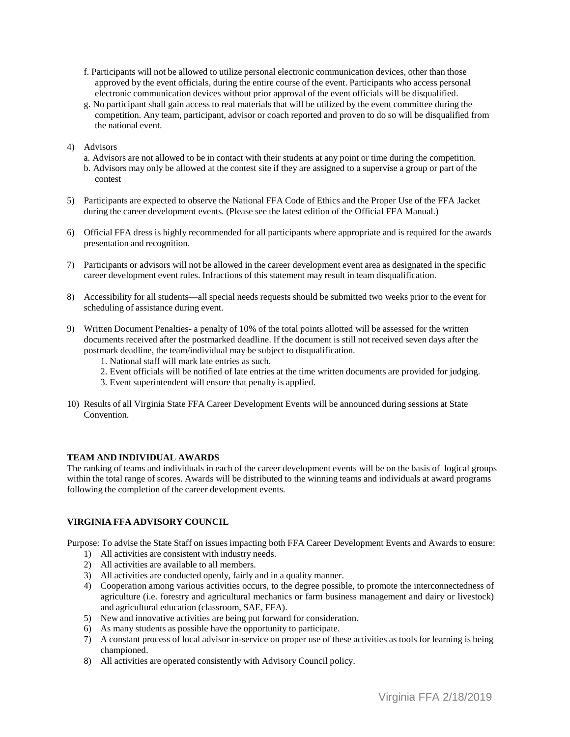f. Participants will not be allowed to utilize personal electronic communication devices, other than those approved by the event officials, during the entire course of the event. Participants who access personal electronic communication devices without prior approval of the event officials will be disqualified.

g. No participant shall gain access to real materials that will be utilized by the event committee during the competition. Any team, participant, advisor or coach reported and proven to do so will be disqualified from the national event.

4) Advisors
   a. Advisors are not allowed to be in contact with their students at any point or time during the competition.
   b. Advisors may only be allowed at the contest site if they are assigned to a supervise a group or part of the contest

5) Participants are expected to observe the National FFA Code of Ethics and the Proper Use of the FFA Jacket during the career development events. (Please see the latest edition of the Official FFA Manual.)

6) Official FFA dress is highly recommended for all participants where appropriate and is required for the awards presentation and recognition.

7) Participants or advisors will not be allowed in the career development event area as designated in the specific career development event rules. Infractions of this statement may result in team disqualification.

8) Accessibility for all students—all special needs requests should be submitted two weeks prior to the event for scheduling of assistance during event.

9) Written Document Penalties- a penalty of 10% of the total points allotted will be assessed for the written documents received after the postmarked deadline. If the document is still not received seven days after the postmark deadline, the team/individual may be subject to disqualification.
   1. National staff will mark late entries as such.
   2. Event officials will be notified of late entries at the time written documents are provided for judging.
   3. Event superintendent will ensure that penalty is applied.

10) Results of all Virginia State FFA Career Development Events will be announced during sessions at State Convention.

**TEAM AND INDIVIDUAL AWARDS**

The ranking of teams and individuals in each of the career development events will be on the basis of logical groups within the total range of scores. Awards will be distributed to the winning teams and individuals at award programs following the completion of the career development events.

**VIRGINIA FFA ADVISORY COUNCIL**

Purpose: To advise the State Staff on issues impacting both FFA Career Development Events and Awards to ensure:

1) All activities are consistent with industry needs.
2) All activities are available to all members.
3) All activities are conducted openly, fairly and in a quality manner.
4) Cooperation among various activities occurs, to the degree possible, to promote the interconnectedness of agriculture (i.e. forestry and agricultural mechanics or farm business management and dairy or livestock) and agricultural education (classroom, SAE, FFA).
5) New and innovative activities are being put forward for consideration.
6) As many students as possible have the opportunity to participate.
7) A constant process of local advisor in-service on proper use of these activities as tools for learning is being championed.
8) All activities are operated consistently with Advisory Council policy.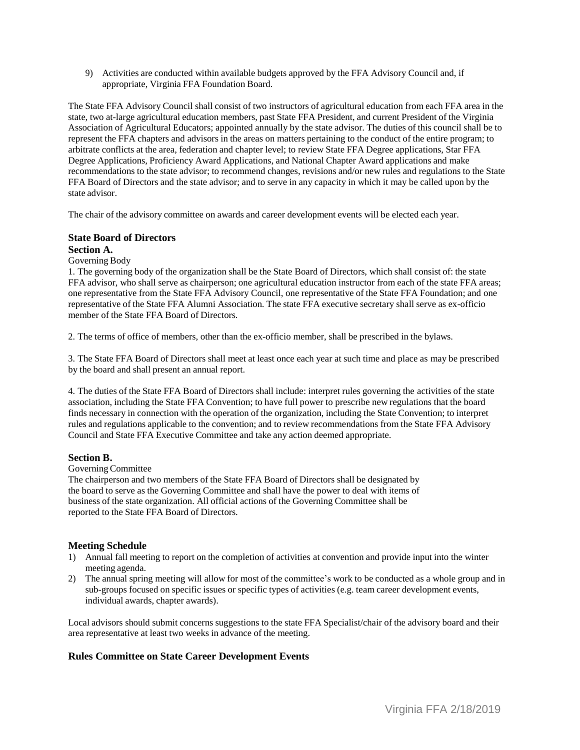9) Activities are conducted within available budgets approved by the FFA Advisory Council and, if appropriate, Virginia FFA Foundation Board.

The State FFA Advisory Council shall consist of two instructors of agricultural education from each FFA area in the state, two at-large agricultural education members, past State FFA President, and current President of the Virginia Association of Agricultural Educators; appointed annually by the state advisor. The duties of this council shall be to represent the FFA chapters and advisors in the areas on matters pertaining to the conduct of the entire program; to arbitrate conflicts at the area, federation and chapter level; to review State FFA Degree applications, Star FFA Degree Applications, Proficiency Award Applications, and National Chapter Award applications and make recommendations to the state advisor; to recommend changes, revisions and/or new rules and regulations to the State FFA Board of Directors and the state advisor; and to serve in any capacity in which it may be called upon by the state advisor.

The chair of the advisory committee on awards and career development events will be elected each year.

### State Board of Directors

**Section A.**

Governing Body

1. The governing body of the organization shall be the State Board of Directors, which shall consist of: the state FFA advisor, who shall serve as chairperson; one agricultural education instructor from each of the state FFA areas; one representative from the State FFA Advisory Council, one representative of the State FFA Foundation; and one representative of the State FFA Alumni Association. The state FFA executive secretary shall serve as ex-officio member of the State FFA Board of Directors.

2. The terms of office of members, other than the ex-officio member, shall be prescribed in the bylaws.

3. The State FFA Board of Directors shall meet at least once each year at such time and place as may be prescribed by the board and shall present an annual report.

4. The duties of the State FFA Board of Directors shall include: interpret rules governing the activities of the state association, including the State FFA Convention; to have full power to prescribe new regulations that the board finds necessary in connection with the operation of the organization, including the State Convention; to interpret rules and regulations applicable to the convention; and to review recommendations from the State FFA Advisory Council and State FFA Executive Committee and take any action deemed appropriate.

**Section B.**

Governing Committee

The chairperson and two members of the State FFA Board of Directors shall be designated by the board to serve as the Governing Committee and shall have the power to deal with items of business of the state organization. All official actions of the Governing Committee shall be reported to the State FFA Board of Directors.

### Meeting Schedule

1) Annual fall meeting to report on the completion of activities at convention and provide input into the winter meeting agenda.
2) The annual spring meeting will allow for most of the committee's work to be conducted as a whole group and in sub-groups focused on specific issues or specific types of activities (e.g. team career development events, individual awards, chapter awards).

Local advisors should submit concerns suggestions to the state FFA Specialist/chair of the advisory board and their area representative at least two weeks in advance of the meeting.

### Rules Committee on State Career Development Events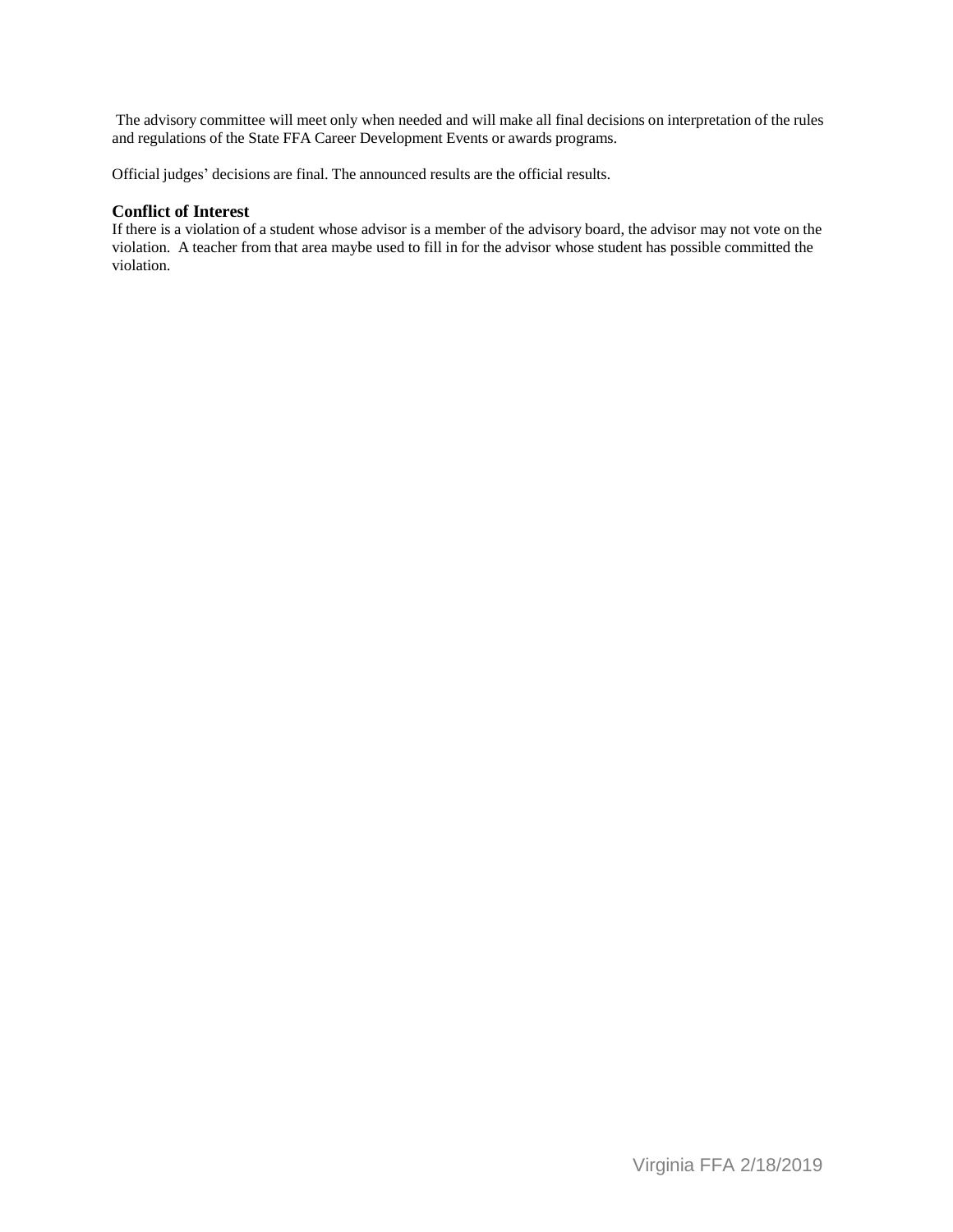The advisory committee will meet only when needed and will make all final decisions on interpretation of the rules and regulations of the State FFA Career Development Events or awards programs.

Official judges' decisions are final. The announced results are the official results.

**Conflict of Interest**

If there is a violation of a student whose advisor is a member of the advisory board, the advisor may not vote on the violation. A teacher from that area maybe used to fill in for the advisor whose student has possible committed the violation.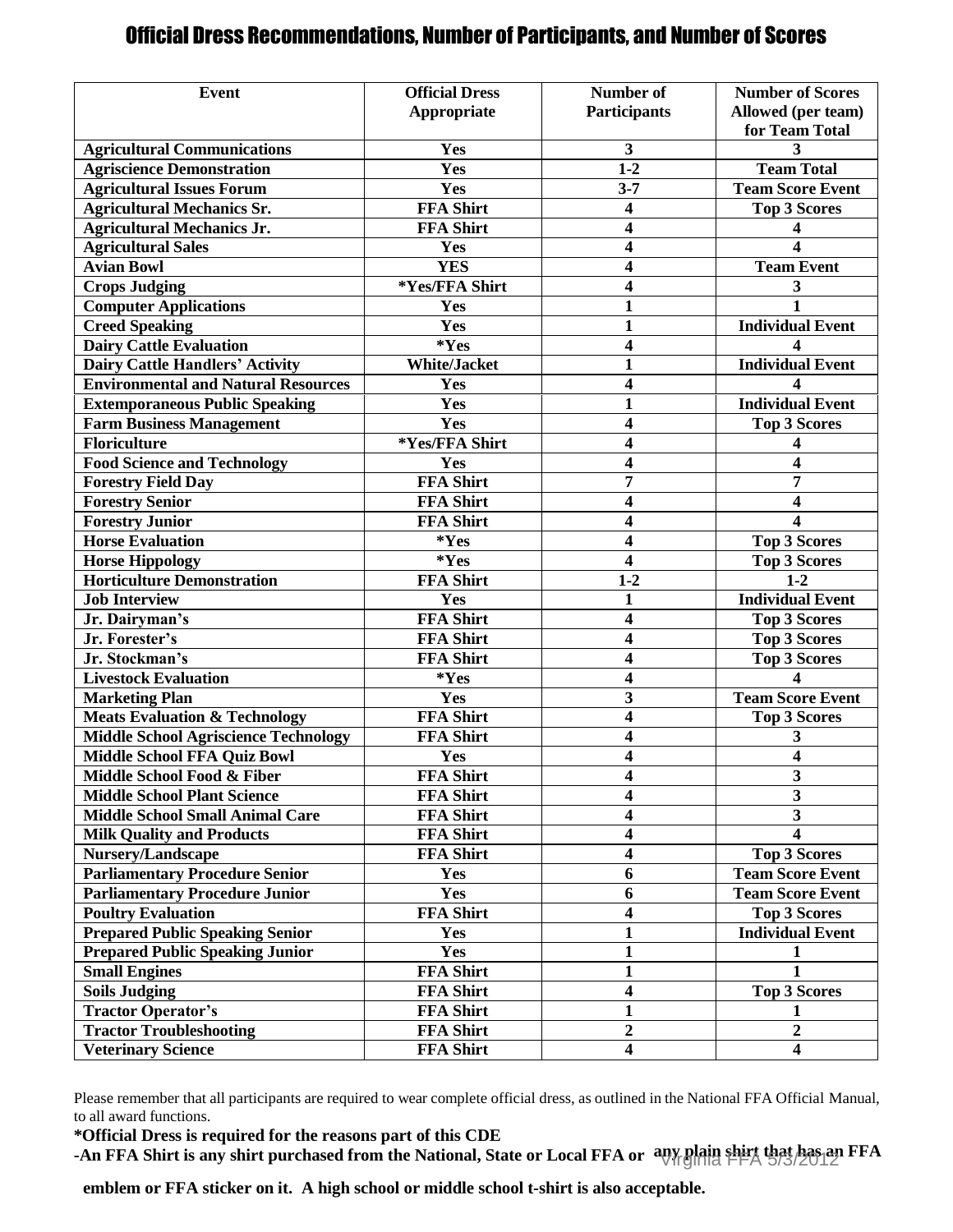# Official Dress Recommendations, Number of Participants, and Number of Scores

| Event | Official Dress Appropriate | Number of Participants | Number of Scores Allowed (per team) for Team Total |
|---|---|---|---|
| Agricultural Communications | Yes | 3 | 3 |
| Agriscience Demonstration | Yes | 1-2 | Team Total |
| Agricultural Issues Forum | Yes | 3-7 | Team Score Event |
| Agricultural Mechanics Sr. | FFA Shirt | 4 | Top 3 Scores |
| Agricultural Mechanics Jr. | FFA Shirt | 4 | 4 |
| Agricultural Sales | Yes | 4 | 4 |
| Avian Bowl | YES | 4 | Team Event |
| Crops Judging | *Yes/FFA Shirt | 4 | 3 |
| Computer Applications | Yes | 1 | 1 |
| Creed Speaking | Yes | 1 | Individual Event |
| Dairy Cattle Evaluation | *Yes | 4 | 4 |
| Dairy Cattle Handlers' Activity | White/Jacket | 1 | Individual Event |
| Environmental and Natural Resources | Yes | 4 | 4 |
| Extemporaneous Public Speaking | Yes | 1 | Individual Event |
| Farm Business Management | Yes | 4 | Top 3 Scores |
| Floriculture | *Yes/FFA Shirt | 4 | 4 |
| Food Science and Technology | Yes | 4 | 4 |
| Forestry Field Day | FFA Shirt | 7 | 7 |
| Forestry Senior | FFA Shirt | 4 | 4 |
| Forestry Junior | FFA Shirt | 4 | 4 |
| Horse Evaluation | *Yes | 4 | Top 3 Scores |
| Horse Hippology | *Yes | 4 | Top 3 Scores |
| Horticulture Demonstration | FFA Shirt | 1-2 | 1-2 |
| Job Interview | Yes | 1 | Individual Event |
| Jr. Dairyman's | FFA Shirt | 4 | Top 3 Scores |
| Jr. Forester's | FFA Shirt | 4 | Top 3 Scores |
| Jr. Stockman's | FFA Shirt | 4 | Top 3 Scores |
| Livestock Evaluation | *Yes | 4 | 4 |
| Marketing Plan | Yes | 3 | Team Score Event |
| Meats Evaluation & Technology | FFA Shirt | 4 | Top 3 Scores |
| Middle School Agriscience Technology | FFA Shirt | 4 | 3 |
| Middle School FFA Quiz Bowl | Yes | 4 | 4 |
| Middle School Food & Fiber | FFA Shirt | 4 | 3 |
| Middle School Plant Science | FFA Shirt | 4 | 3 |
| Middle School Small Animal Care | FFA Shirt | 4 | 3 |
| Milk Quality and Products | FFA Shirt | 4 | 4 |
| Nursery/Landscape | FFA Shirt | 4 | Top 3 Scores |
| Parliamentary Procedure Senior | Yes | 6 | Team Score Event |
| Parliamentary Procedure Junior | Yes | 6 | Team Score Event |
| Poultry Evaluation | FFA Shirt | 4 | Top 3 Scores |
| Prepared Public Speaking Senior | Yes | 1 | Individual Event |
| Prepared Public Speaking Junior | Yes | 1 | 1 |
| Small Engines | FFA Shirt | 1 | 1 |
| Soils Judging | FFA Shirt | 4 | Top 3 Scores |
| Tractor Operator's | FFA Shirt | 1 | 1 |
| Tractor Troubleshooting | FFA Shirt | 2 | 2 |
| Veterinary Science | FFA Shirt | 4 | 4 |

Please remember that all participants are required to wear complete official dress, as outlined in the National FFA Official Manual, to all award functions.

**\*Official Dress is required for the reasons part of this CDE**

**-An FFA Shirt is any shirt purchased from the National, State or Local FFA or any plain shirt that has an FFA emblem or FFA sticker on it. A high school or middle school t-shirt is also acceptable.**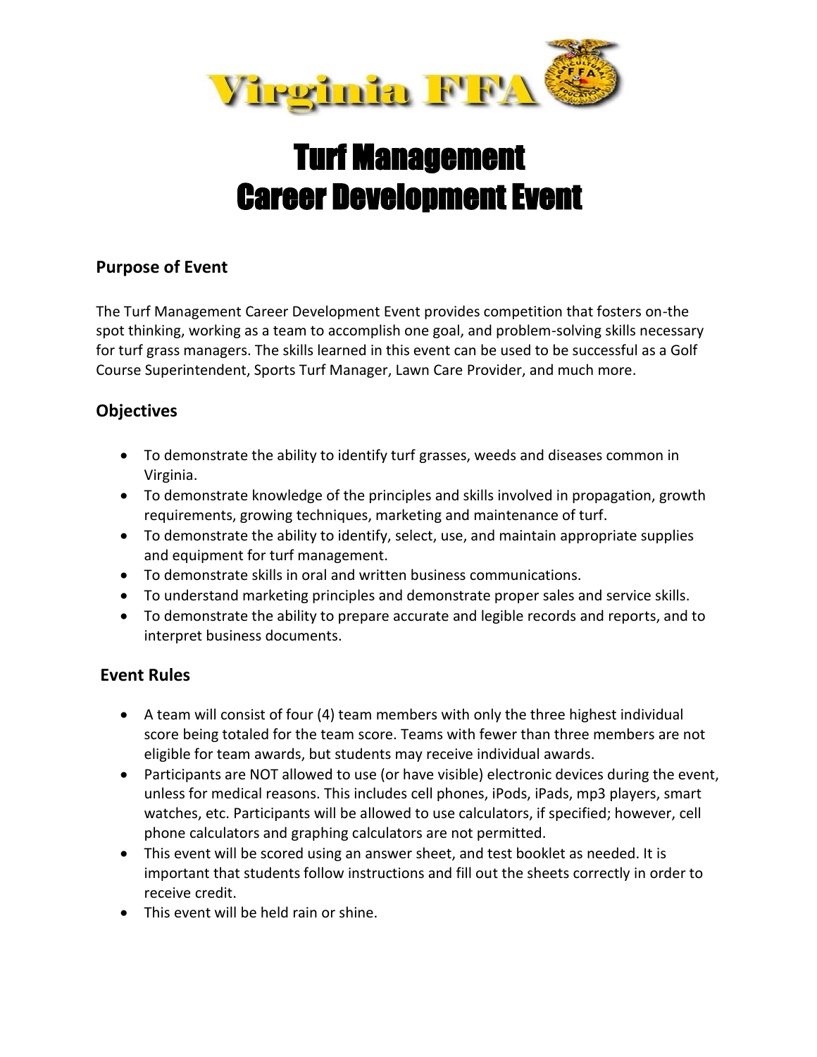# Turf Management
# Career Development Event

## Purpose of Event

The Turf Management Career Development Event provides competition that fosters on-the spot thinking, working as a team to accomplish one goal, and problem-solving skills necessary for turf grass managers. The skills learned in this event can be used to be successful as a Golf Course Superintendent, Sports Turf Manager, Lawn Care Provider, and much more.

## Objectives

- To demonstrate the ability to identify turf grasses, weeds and diseases common in Virginia.
- To demonstrate knowledge of the principles and skills involved in propagation, growth requirements, growing techniques, marketing and maintenance of turf.
- To demonstrate the ability to identify, select, use, and maintain appropriate supplies and equipment for turf management.
- To demonstrate skills in oral and written business communications.
- To understand marketing principles and demonstrate proper sales and service skills.
- To demonstrate the ability to prepare accurate and legible records and reports, and to interpret business documents.

## Event Rules

- A team will consist of four (4) team members with only the three highest individual score being totaled for the team score. Teams with fewer than three members are not eligible for team awards, but students may receive individual awards.
- Participants are NOT allowed to use (or have visible) electronic devices during the event, unless for medical reasons. This includes cell phones, iPods, iPads, mp3 players, smart watches, etc. Participants will be allowed to use calculators, if specified; however, cell phone calculators and graphing calculators are not permitted.
- This event will be scored using an answer sheet, and test booklet as needed. It is important that students follow instructions and fill out the sheets correctly in order to receive credit.
- This event will be held rain or shine.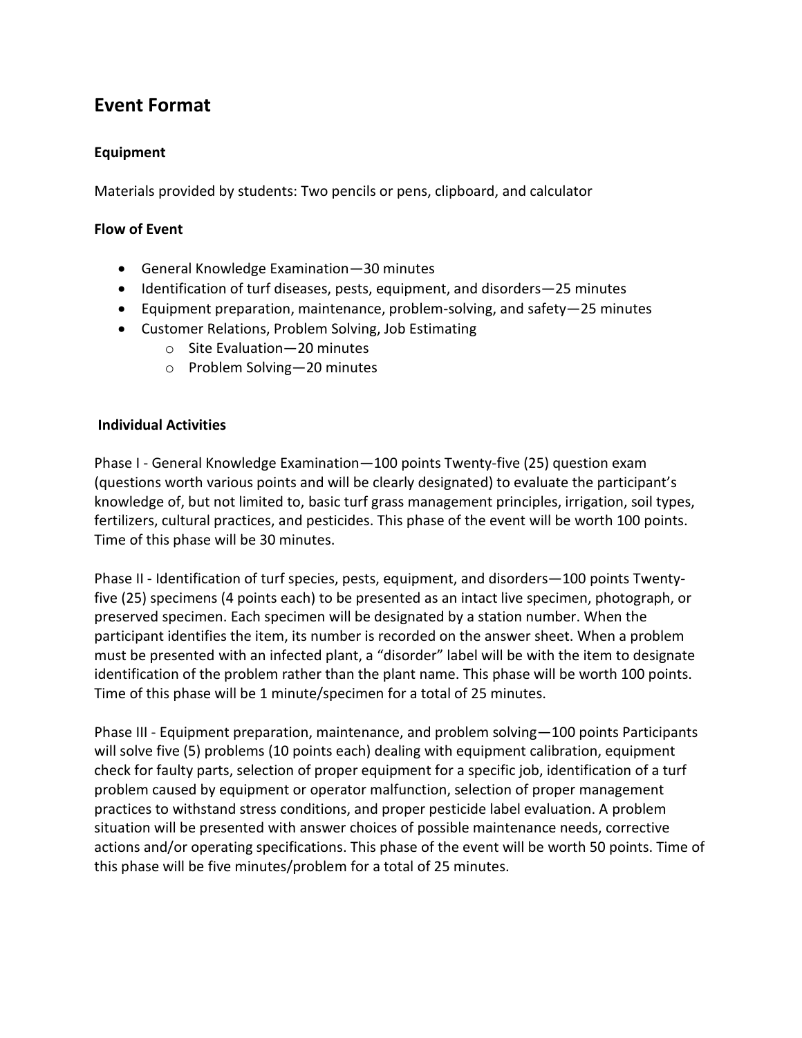## Event Format

### Equipment

Materials provided by students: Two pencils or pens, clipboard, and calculator

### Flow of Event

- General Knowledge Examination—30 minutes
- Identification of turf diseases, pests, equipment, and disorders—25 minutes
- Equipment preparation, maintenance, problem-solving, and safety—25 minutes
- Customer Relations, Problem Solving, Job Estimating
  - Site Evaluation—20 minutes
  - Problem Solving—20 minutes

### Individual Activities

Phase I - General Knowledge Examination—100 points Twenty-five (25) question exam (questions worth various points and will be clearly designated) to evaluate the participant's knowledge of, but not limited to, basic turf grass management principles, irrigation, soil types, fertilizers, cultural practices, and pesticides. This phase of the event will be worth 100 points. Time of this phase will be 30 minutes.

Phase II - Identification of turf species, pests, equipment, and disorders—100 points Twenty-five (25) specimens (4 points each) to be presented as an intact live specimen, photograph, or preserved specimen. Each specimen will be designated by a station number. When the participant identifies the item, its number is recorded on the answer sheet. When a problem must be presented with an infected plant, a "disorder" label will be with the item to designate identification of the problem rather than the plant name. This phase will be worth 100 points. Time of this phase will be 1 minute/specimen for a total of 25 minutes.

Phase III - Equipment preparation, maintenance, and problem solving—100 points Participants will solve five (5) problems (10 points each) dealing with equipment calibration, equipment check for faulty parts, selection of proper equipment for a specific job, identification of a turf problem caused by equipment or operator malfunction, selection of proper management practices to withstand stress conditions, and proper pesticide label evaluation. A problem situation will be presented with answer choices of possible maintenance needs, corrective actions and/or operating specifications. This phase of the event will be worth 50 points. Time of this phase will be five minutes/problem for a total of 25 minutes.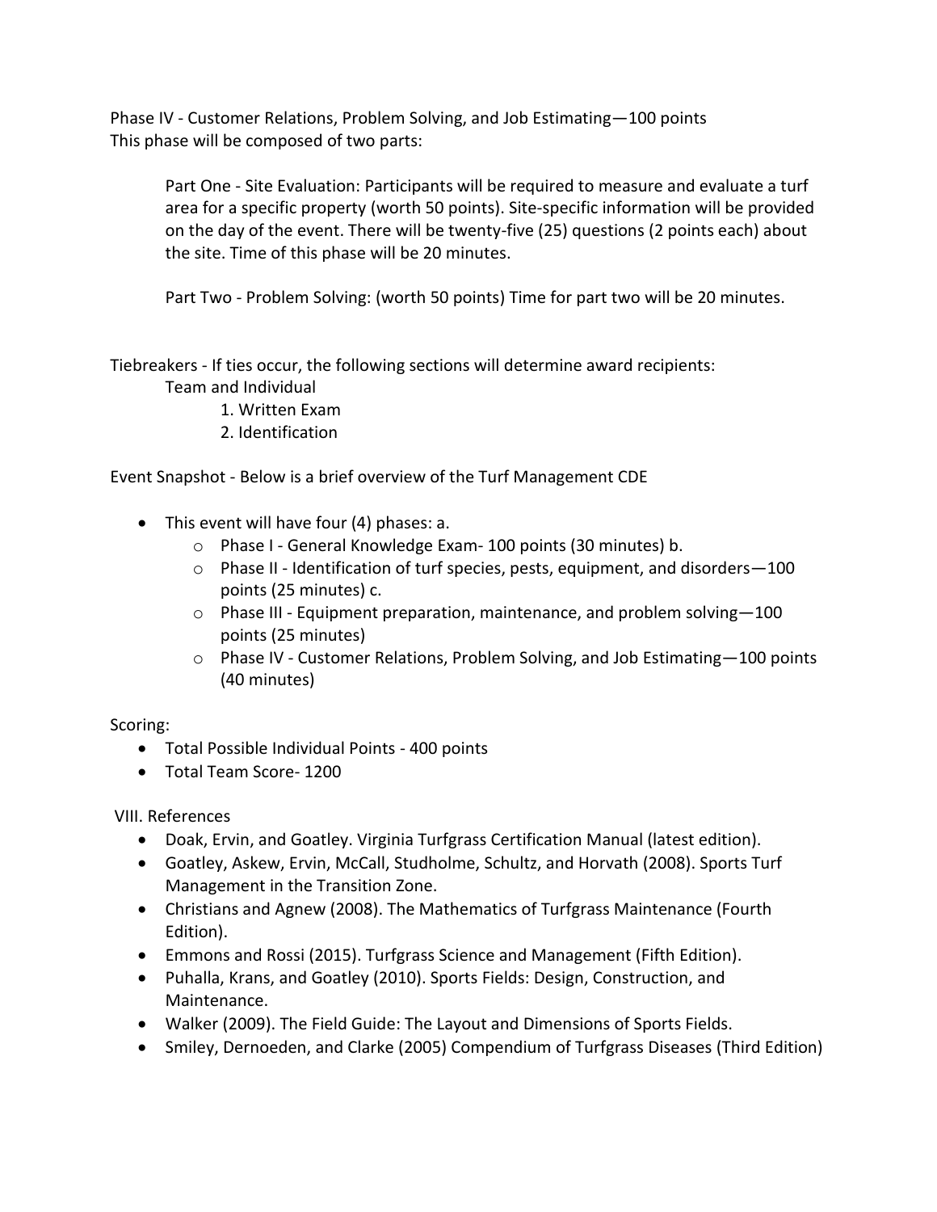Phase IV - Customer Relations, Problem Solving, and Job Estimating—100 points
This phase will be composed of two parts:

> Part One - Site Evaluation: Participants will be required to measure and evaluate a turf area for a specific property (worth 50 points). Site-specific information will be provided on the day of the event. There will be twenty-five (25) questions (2 points each) about the site. Time of this phase will be 20 minutes.
>
> Part Two - Problem Solving: (worth 50 points) Time for part two will be 20 minutes.

Tiebreakers - If ties occur, the following sections will determine award recipients:

Team and Individual

1. Written Exam
2. Identification

Event Snapshot - Below is a brief overview of the Turf Management CDE

- This event will have four (4) phases: a.
  - Phase I - General Knowledge Exam- 100 points (30 minutes) b.
  - Phase II - Identification of turf species, pests, equipment, and disorders—100 points (25 minutes) c.
  - Phase III - Equipment preparation, maintenance, and problem solving—100 points (25 minutes)
  - Phase IV - Customer Relations, Problem Solving, and Job Estimating—100 points (40 minutes)

Scoring:

- Total Possible Individual Points - 400 points
- Total Team Score- 1200

VIII. References

- Doak, Ervin, and Goatley. Virginia Turfgrass Certification Manual (latest edition).
- Goatley, Askew, Ervin, McCall, Studholme, Schultz, and Horvath (2008). Sports Turf Management in the Transition Zone.
- Christians and Agnew (2008). The Mathematics of Turfgrass Maintenance (Fourth Edition).
- Emmons and Rossi (2015). Turfgrass Science and Management (Fifth Edition).
- Puhalla, Krans, and Goatley (2010). Sports Fields: Design, Construction, and Maintenance.
- Walker (2009). The Field Guide: The Layout and Dimensions of Sports Fields.
- Smiley, Dernoeden, and Clarke (2005) Compendium of Turfgrass Diseases (Third Edition)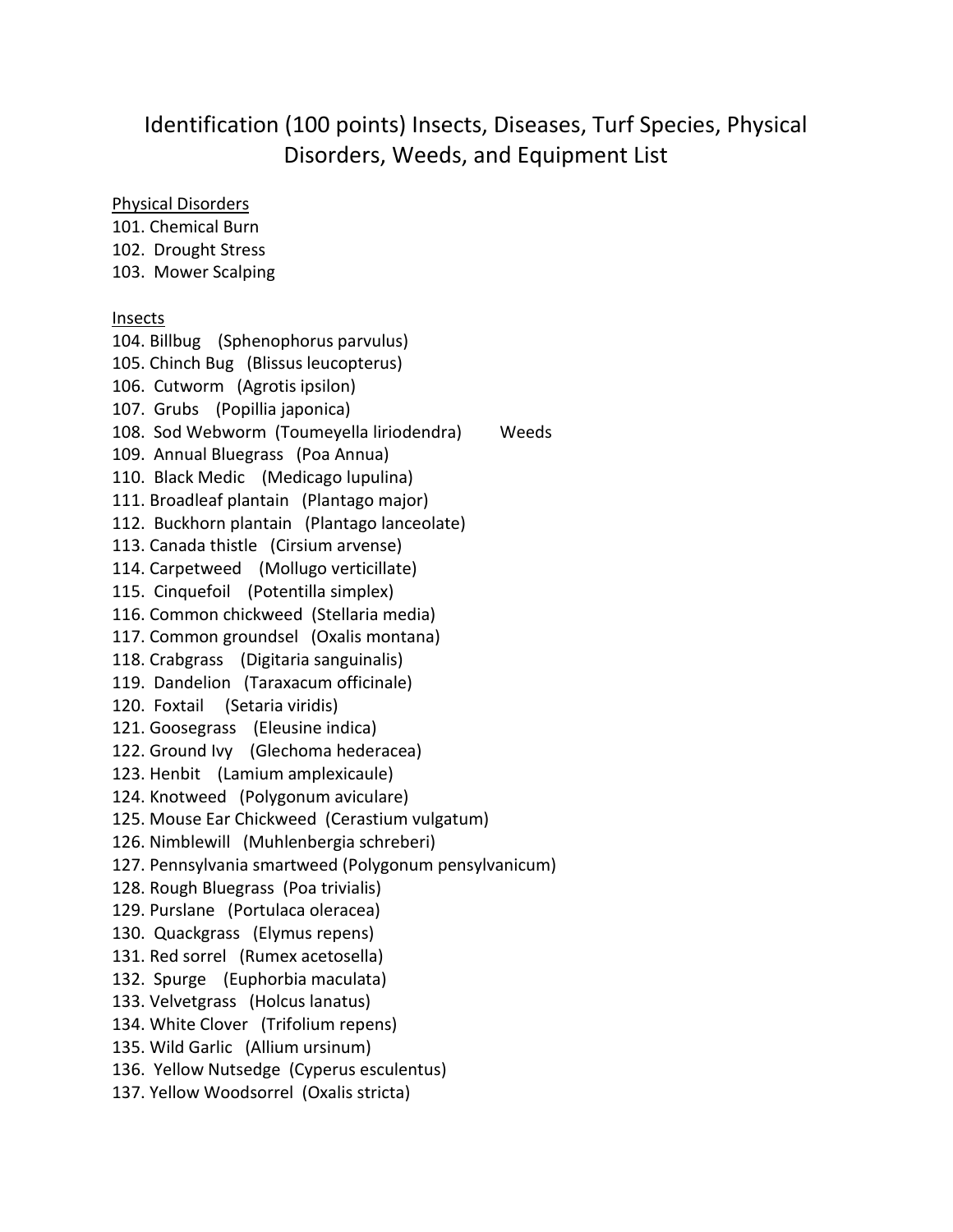# Identification (100 points) Insects, Diseases, Turf Species, Physical Disorders, Weeds, and Equipment List

Physical Disorders

101. Chemical Burn
102. Drought Stress
103. Mower Scalping

Insects

104. Billbug (Sphenophorus parvulus)
105. Chinch Bug (Blissus leucopterus)
106. Cutworm (Agrotis ipsilon)
107. Grubs (Popillia japonica)
108. Sod Webworm (Toumeyella liriodendra)

Weeds

109. Annual Bluegrass (Poa Annua)
110. Black Medic (Medicago lupulina)
111. Broadleaf plantain (Plantago major)
112. Buckhorn plantain (Plantago lanceolate)
113. Canada thistle (Cirsium arvense)
114. Carpetweed (Mollugo verticillate)
115. Cinquefoil (Potentilla simplex)
116. Common chickweed (Stellaria media)
117. Common groundsel (Oxalis montana)
118. Crabgrass (Digitaria sanguinalis)
119. Dandelion (Taraxacum officinale)
120. Foxtail (Setaria viridis)
121. Goosegrass (Eleusine indica)
122. Ground Ivy (Glechoma hederacea)
123. Henbit (Lamium amplexicaule)
124. Knotweed (Polygonum aviculare)
125. Mouse Ear Chickweed (Cerastium vulgatum)
126. Nimblewill (Muhlenbergia schreberi)
127. Pennsylvania smartweed (Polygonum pensylvanicum)
128. Rough Bluegrass (Poa trivialis)
129. Purslane (Portulaca oleracea)
130. Quackgrass (Elymus repens)
131. Red sorrel (Rumex acetosella)
132. Spurge (Euphorbia maculata)
133. Velvetgrass (Holcus lanatus)
134. White Clover (Trifolium repens)
135. Wild Garlic (Allium ursinum)
136. Yellow Nutsedge (Cyperus esculentus)
137. Yellow Woodsorrel (Oxalis stricta)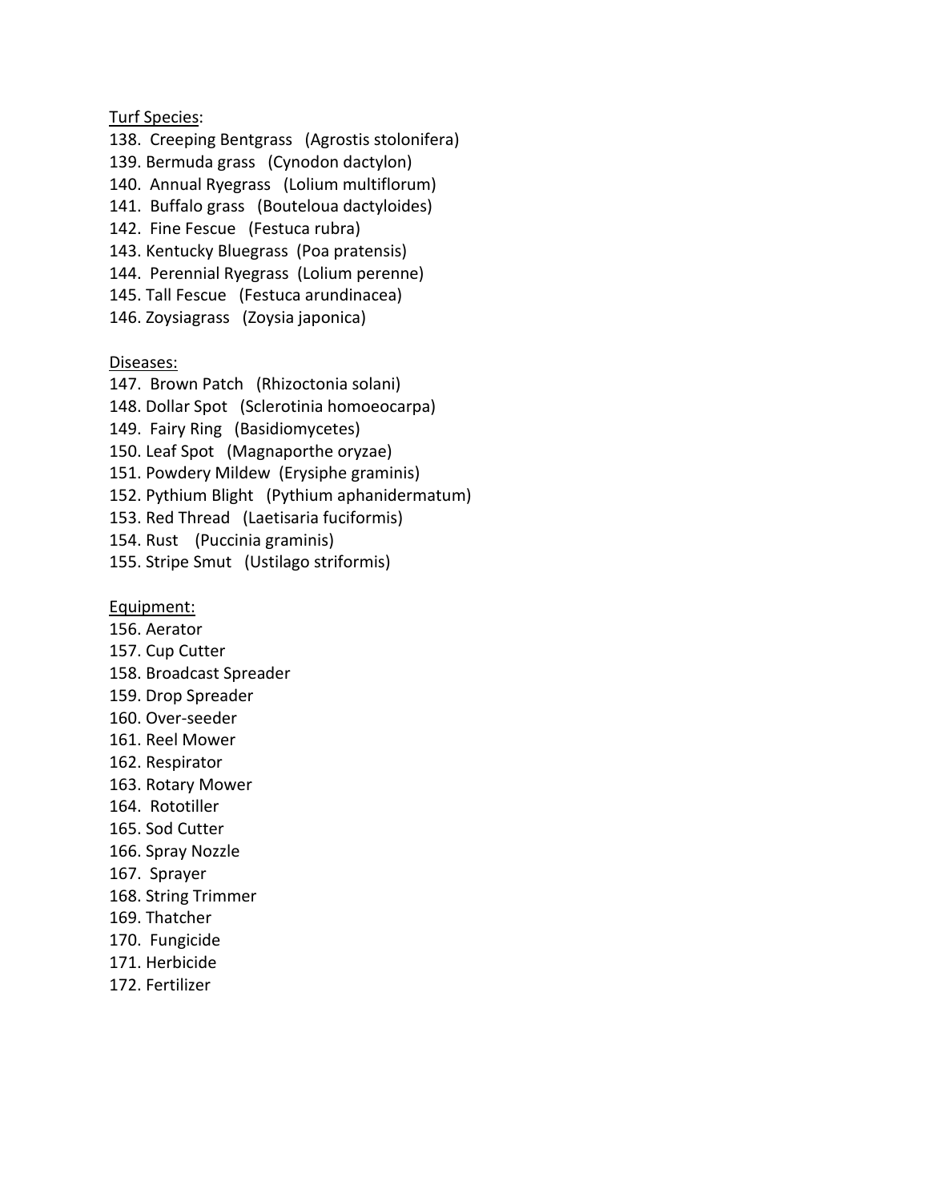<u>Turf Species</u>:

138. Creeping Bentgrass (Agrostis stolonifera)
139. Bermuda grass (Cynodon dactylon)
140. Annual Ryegrass (Lolium multiflorum)
141. Buffalo grass (Bouteloua dactyloides)
142. Fine Fescue (Festuca rubra)
143. Kentucky Bluegrass (Poa pratensis)
144. Perennial Ryegrass (Lolium perenne)
145. Tall Fescue (Festuca arundinacea)
146. Zoysiagrass (Zoysia japonica)

<u>Diseases:</u>

147. Brown Patch (Rhizoctonia solani)
148. Dollar Spot (Sclerotinia homoeocarpa)
149. Fairy Ring (Basidiomycetes)
150. Leaf Spot (Magnaporthe oryzae)
151. Powdery Mildew (Erysiphe graminis)
152. Pythium Blight (Pythium aphanidermatum)
153. Red Thread (Laetisaria fuciformis)
154. Rust (Puccinia graminis)
155. Stripe Smut (Ustilago striformis)

<u>Equipment:</u>

156. Aerator
157. Cup Cutter
158. Broadcast Spreader
159. Drop Spreader
160. Over-seeder
161. Reel Mower
162. Respirator
163. Rotary Mower
164. Rototiller
165. Sod Cutter
166. Spray Nozzle
167. Sprayer
168. String Trimmer
169. Thatcher
170. Fungicide
171. Herbicide
172. Fertilizer